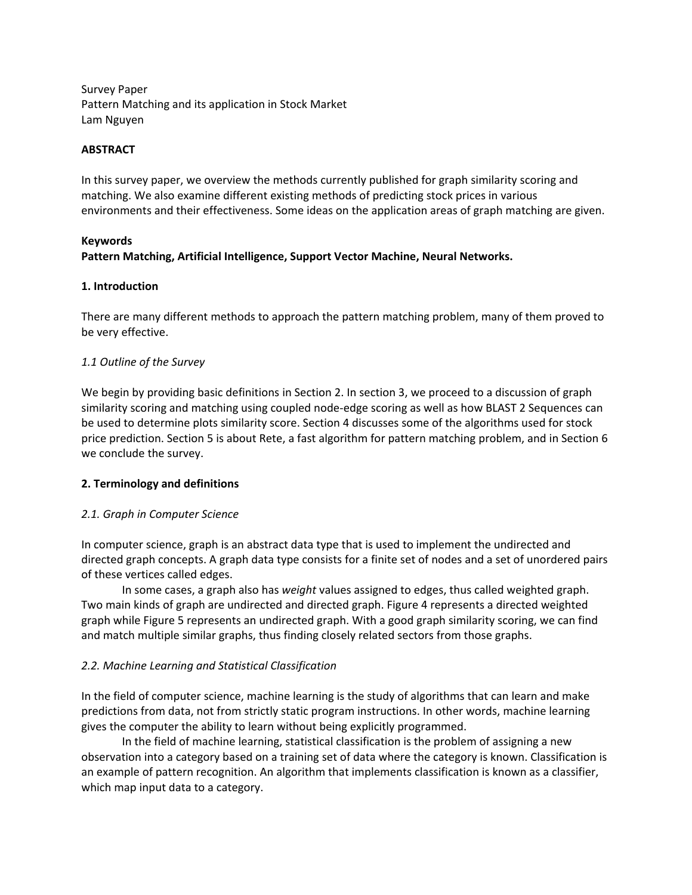Survey Paper
Pattern Matching and its application in Stock Market
Lam Nguyen

**ABSTRACT**

In this survey paper, we overview the methods currently published for graph similarity scoring and matching. We also examine different existing methods of predicting stock prices in various environments and their effectiveness. Some ideas on the application areas of graph matching are given.

**Keywords**
**Pattern Matching, Artificial Intelligence, Support Vector Machine, Neural Networks.**

## 1. Introduction

There are many different methods to approach the pattern matching problem, many of them proved to be very effective.

### *1.1 Outline of the Survey*

We begin by providing basic definitions in Section 2. In section 3, we proceed to a discussion of graph similarity scoring and matching using coupled node-edge scoring as well as how BLAST 2 Sequences can be used to determine plots similarity score. Section 4 discusses some of the algorithms used for stock price prediction. Section 5 is about Rete, a fast algorithm for pattern matching problem, and in Section 6 we conclude the survey.

## 2. Terminology and definitions

### *2.1. Graph in Computer Science*

In computer science, graph is an abstract data type that is used to implement the undirected and directed graph concepts. A graph data type consists for a finite set of nodes and a set of unordered pairs of these vertices called edges.

In some cases, a graph also has *weight* values assigned to edges, thus called weighted graph. Two main kinds of graph are undirected and directed graph. Figure 4 represents a directed weighted graph while Figure 5 represents an undirected graph. With a good graph similarity scoring, we can find and match multiple similar graphs, thus finding closely related sectors from those graphs.

### *2.2. Machine Learning and Statistical Classification*

In the field of computer science, machine learning is the study of algorithms that can learn and make predictions from data, not from strictly static program instructions. In other words, machine learning gives the computer the ability to learn without being explicitly programmed.

In the field of machine learning, statistical classification is the problem of assigning a new observation into a category based on a training set of data where the category is known. Classification is an example of pattern recognition. An algorithm that implements classification is known as a classifier, which map input data to a category.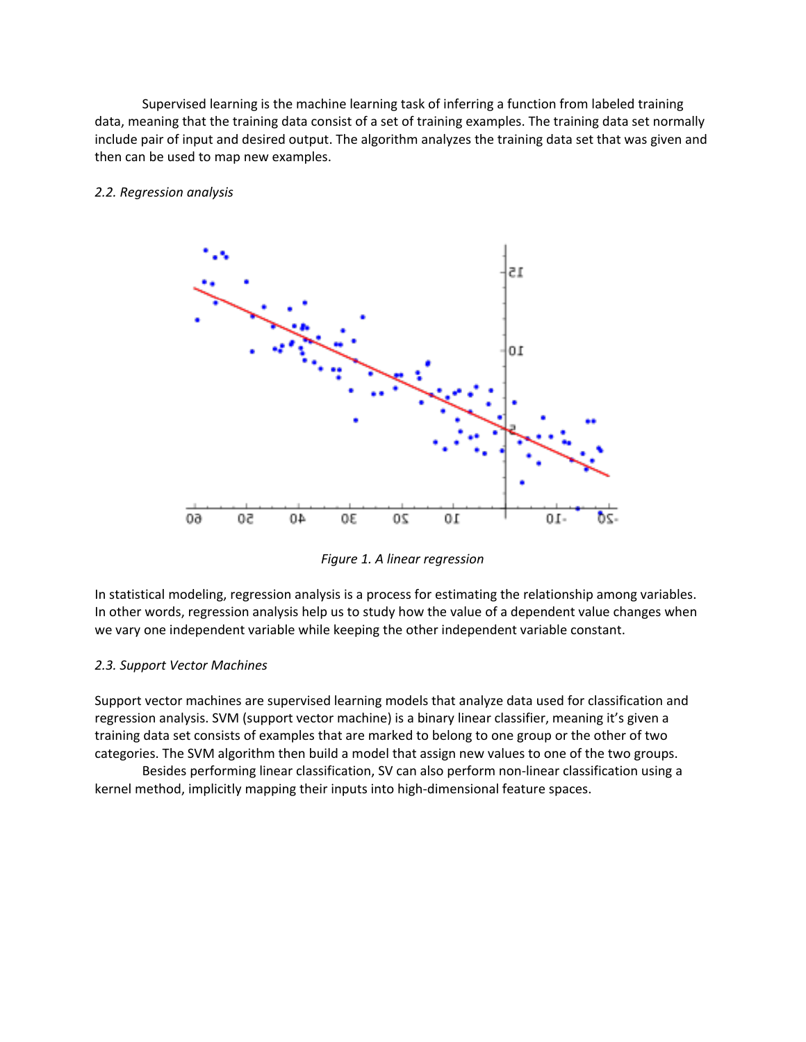Supervised learning is the machine learning task of inferring a function from labeled training data, meaning that the training data consist of a set of training examples. The training data set normally include pair of input and desired output. The algorithm analyzes the training data set that was given and then can be used to map new examples.

*2.2. Regression analysis*

*Figure 1. A linear regression*

In statistical modeling, regression analysis is a process for estimating the relationship among variables. In other words, regression analysis help us to study how the value of a dependent value changes when we vary one independent variable while keeping the other independent variable constant.

*2.3. Support Vector Machines*

Support vector machines are supervised learning models that analyze data used for classification and regression analysis. SVM (support vector machine) is a binary linear classifier, meaning it's given a training data set consists of examples that are marked to belong to one group or the other of two categories. The SVM algorithm then build a model that assign new values to one of the two groups.

Besides performing linear classification, SV can also perform non-linear classification using a kernel method, implicitly mapping their inputs into high-dimensional feature spaces.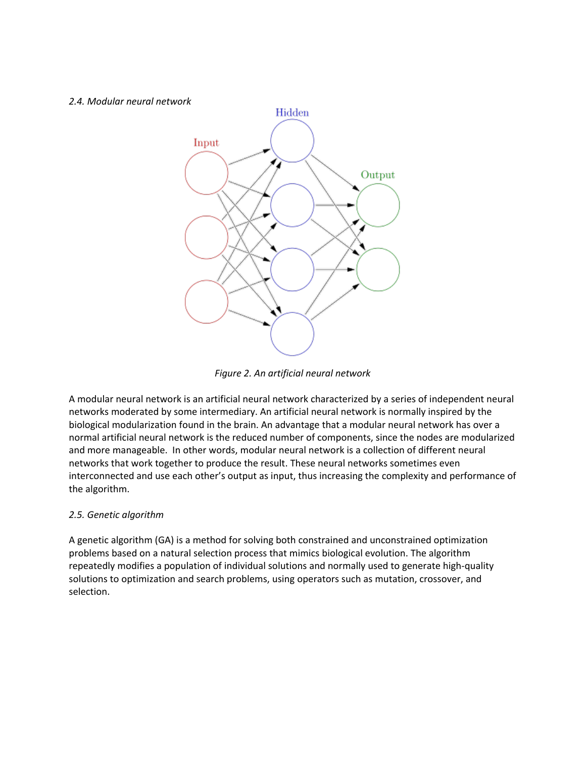*2.4. Modular neural network*

*Figure 2. An artificial neural network*

A modular neural network is an artificial neural network characterized by a series of independent neural networks moderated by some intermediary. An artificial neural network is normally inspired by the biological modularization found in the brain. An advantage that a modular neural network has over a normal artificial neural network is the reduced number of components, since the nodes are modularized and more manageable. In other words, modular neural network is a collection of different neural networks that work together to produce the result. These neural networks sometimes even interconnected and use each other's output as input, thus increasing the complexity and performance of the algorithm.

*2.5. Genetic algorithm*

A genetic algorithm (GA) is a method for solving both constrained and unconstrained optimization problems based on a natural selection process that mimics biological evolution. The algorithm repeatedly modifies a population of individual solutions and normally used to generate high-quality solutions to optimization and search problems, using operators such as mutation, crossover, and selection.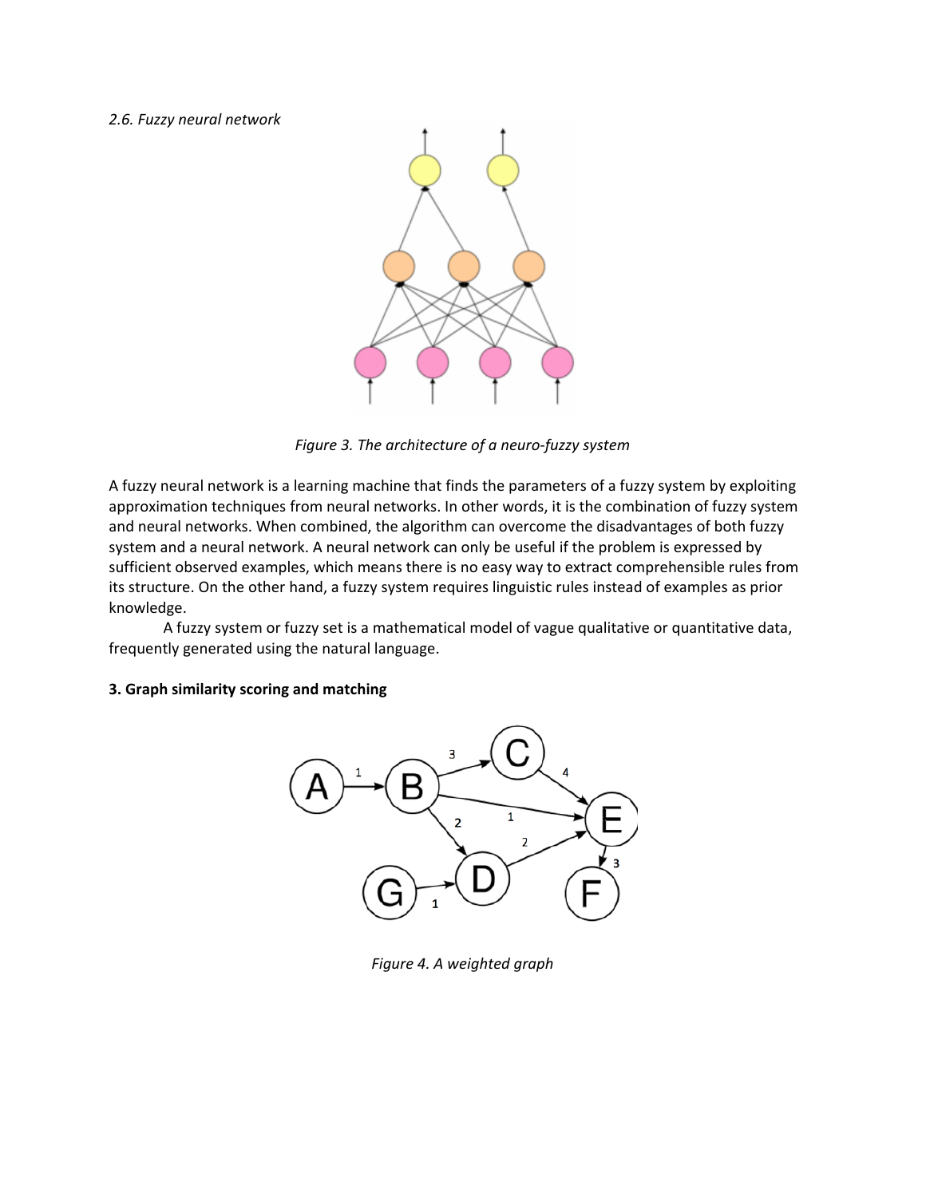*2.6. Fuzzy neural network*

*Figure 3. The architecture of a neuro-fuzzy system*

A fuzzy neural network is a learning machine that finds the parameters of a fuzzy system by exploiting approximation techniques from neural networks. In other words, it is the combination of fuzzy system and neural networks. When combined, the algorithm can overcome the disadvantages of both fuzzy system and a neural network. A neural network can only be useful if the problem is expressed by sufficient observed examples, which means there is no easy way to extract comprehensible rules from its structure. On the other hand, a fuzzy system requires linguistic rules instead of examples as prior knowledge.

A fuzzy system or fuzzy set is a mathematical model of vague qualitative or quantitative data, frequently generated using the natural language.

**3. Graph similarity scoring and matching**

*Figure 4. A weighted graph*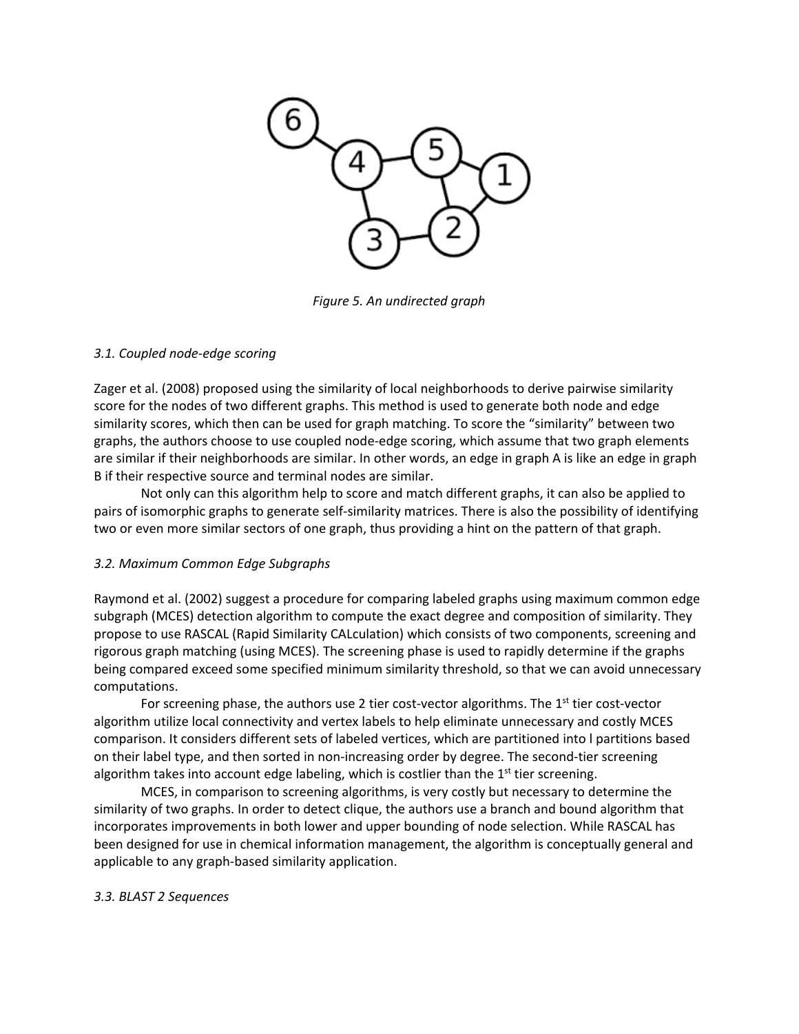*Figure 5. An undirected graph*

### *3.1. Coupled node-edge scoring*

Zager et al. (2008) proposed using the similarity of local neighborhoods to derive pairwise similarity score for the nodes of two different graphs. This method is used to generate both node and edge similarity scores, which then can be used for graph matching. To score the "similarity" between two graphs, the authors choose to use coupled node-edge scoring, which assume that two graph elements are similar if their neighborhoods are similar. In other words, an edge in graph A is like an edge in graph B if their respective source and terminal nodes are similar.

Not only can this algorithm help to score and match different graphs, it can also be applied to pairs of isomorphic graphs to generate self-similarity matrices. There is also the possibility of identifying two or even more similar sectors of one graph, thus providing a hint on the pattern of that graph.

### *3.2. Maximum Common Edge Subgraphs*

Raymond et al. (2002) suggest a procedure for comparing labeled graphs using maximum common edge subgraph (MCES) detection algorithm to compute the exact degree and composition of similarity. They propose to use RASCAL (Rapid Similarity CALculation) which consists of two components, screening and rigorous graph matching (using MCES). The screening phase is used to rapidly determine if the graphs being compared exceed some specified minimum similarity threshold, so that we can avoid unnecessary computations.

For screening phase, the authors use 2 tier cost-vector algorithms. The 1st tier cost-vector algorithm utilize local connectivity and vertex labels to help eliminate unnecessary and costly MCES comparison. It considers different sets of labeled vertices, which are partitioned into l partitions based on their label type, and then sorted in non-increasing order by degree. The second-tier screening algorithm takes into account edge labeling, which is costlier than the 1st tier screening.

MCES, in comparison to screening algorithms, is very costly but necessary to determine the similarity of two graphs. In order to detect clique, the authors use a branch and bound algorithm that incorporates improvements in both lower and upper bounding of node selection. While RASCAL has been designed for use in chemical information management, the algorithm is conceptually general and applicable to any graph-based similarity application.

### *3.3. BLAST 2 Sequences*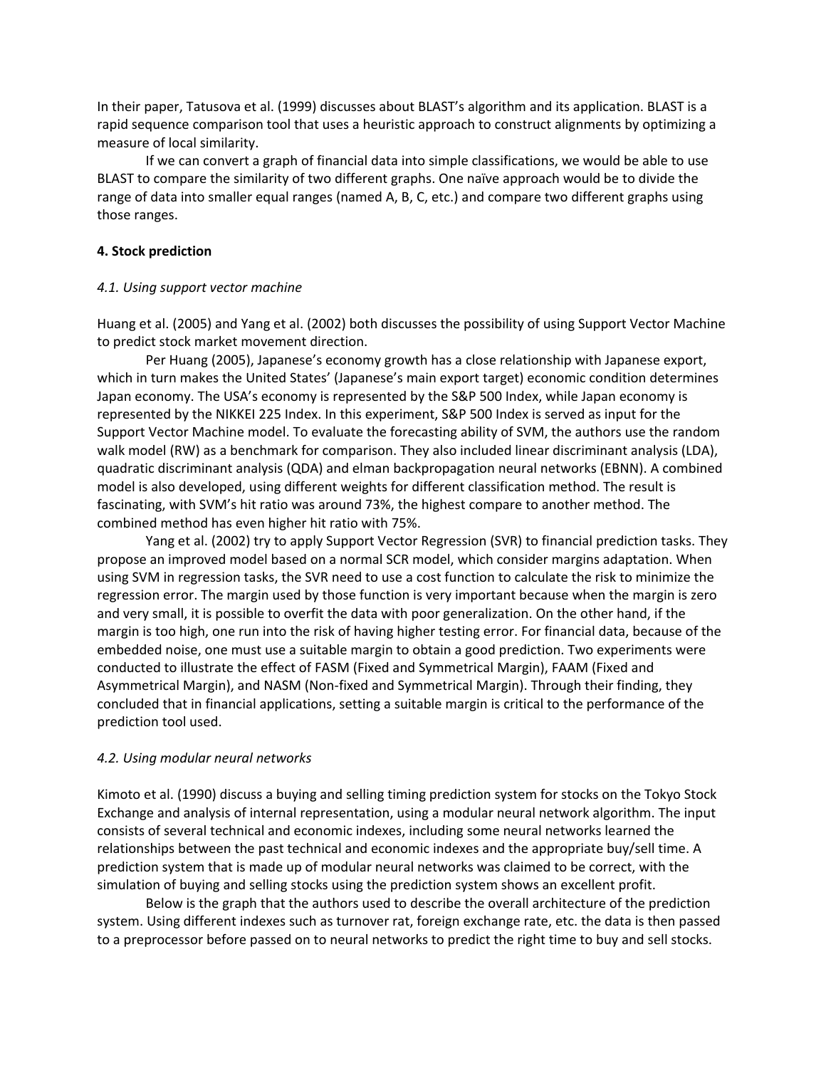In their paper, Tatusova et al. (1999) discusses about BLAST's algorithm and its application. BLAST is a rapid sequence comparison tool that uses a heuristic approach to construct alignments by optimizing a measure of local similarity.

If we can convert a graph of financial data into simple classifications, we would be able to use BLAST to compare the similarity of two different graphs. One naïve approach would be to divide the range of data into smaller equal ranges (named A, B, C, etc.) and compare two different graphs using those ranges.

**4. Stock prediction**

*4.1. Using support vector machine*

Huang et al. (2005) and Yang et al. (2002) both discusses the possibility of using Support Vector Machine to predict stock market movement direction.

Per Huang (2005), Japanese's economy growth has a close relationship with Japanese export, which in turn makes the United States' (Japanese's main export target) economic condition determines Japan economy. The USA's economy is represented by the S&P 500 Index, while Japan economy is represented by the NIKKEI 225 Index. In this experiment, S&P 500 Index is served as input for the Support Vector Machine model. To evaluate the forecasting ability of SVM, the authors use the random walk model (RW) as a benchmark for comparison. They also included linear discriminant analysis (LDA), quadratic discriminant analysis (QDA) and elman backpropagation neural networks (EBNN). A combined model is also developed, using different weights for different classification method. The result is fascinating, with SVM's hit ratio was around 73%, the highest compare to another method. The combined method has even higher hit ratio with 75%.

Yang et al. (2002) try to apply Support Vector Regression (SVR) to financial prediction tasks. They propose an improved model based on a normal SCR model, which consider margins adaptation. When using SVM in regression tasks, the SVR need to use a cost function to calculate the risk to minimize the regression error. The margin used by those function is very important because when the margin is zero and very small, it is possible to overfit the data with poor generalization. On the other hand, if the margin is too high, one run into the risk of having higher testing error. For financial data, because of the embedded noise, one must use a suitable margin to obtain a good prediction. Two experiments were conducted to illustrate the effect of FASM (Fixed and Symmetrical Margin), FAAM (Fixed and Asymmetrical Margin), and NASM (Non-fixed and Symmetrical Margin). Through their finding, they concluded that in financial applications, setting a suitable margin is critical to the performance of the prediction tool used.

*4.2. Using modular neural networks*

Kimoto et al. (1990) discuss a buying and selling timing prediction system for stocks on the Tokyo Stock Exchange and analysis of internal representation, using a modular neural network algorithm. The input consists of several technical and economic indexes, including some neural networks learned the relationships between the past technical and economic indexes and the appropriate buy/sell time. A prediction system that is made up of modular neural networks was claimed to be correct, with the simulation of buying and selling stocks using the prediction system shows an excellent profit.

Below is the graph that the authors used to describe the overall architecture of the prediction system. Using different indexes such as turnover rat, foreign exchange rate, etc. the data is then passed to a preprocessor before passed on to neural networks to predict the right time to buy and sell stocks.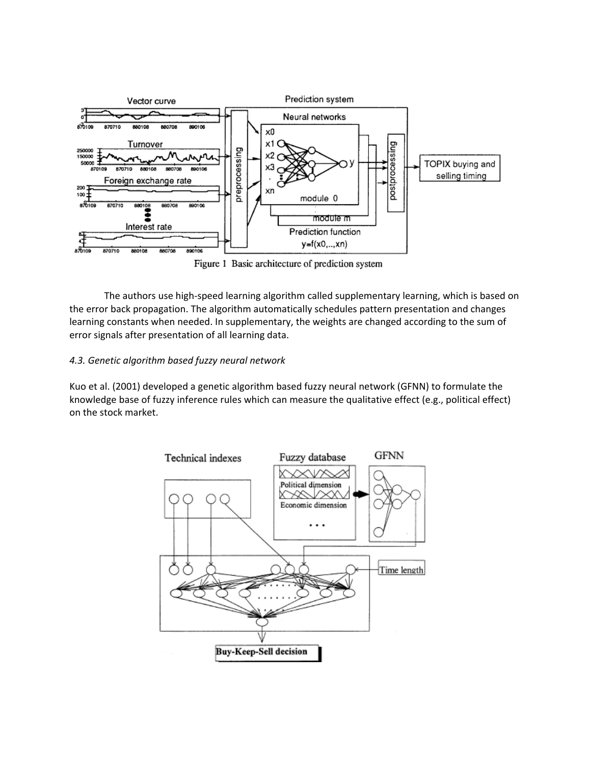Figure 1 Basic architecture of prediction system

The authors use high-speed learning algorithm called supplementary learning, which is based on the error back propagation. The algorithm automatically schedules pattern presentation and changes learning constants when needed. In supplementary, the weights are changed according to the sum of error signals after presentation of all learning data.

*4.3. Genetic algorithm based fuzzy neural network*

Kuo et al. (2001) developed a genetic algorithm based fuzzy neural network (GFNN) to formulate the knowledge base of fuzzy inference rules which can measure the qualitative effect (e.g., political effect) on the stock market.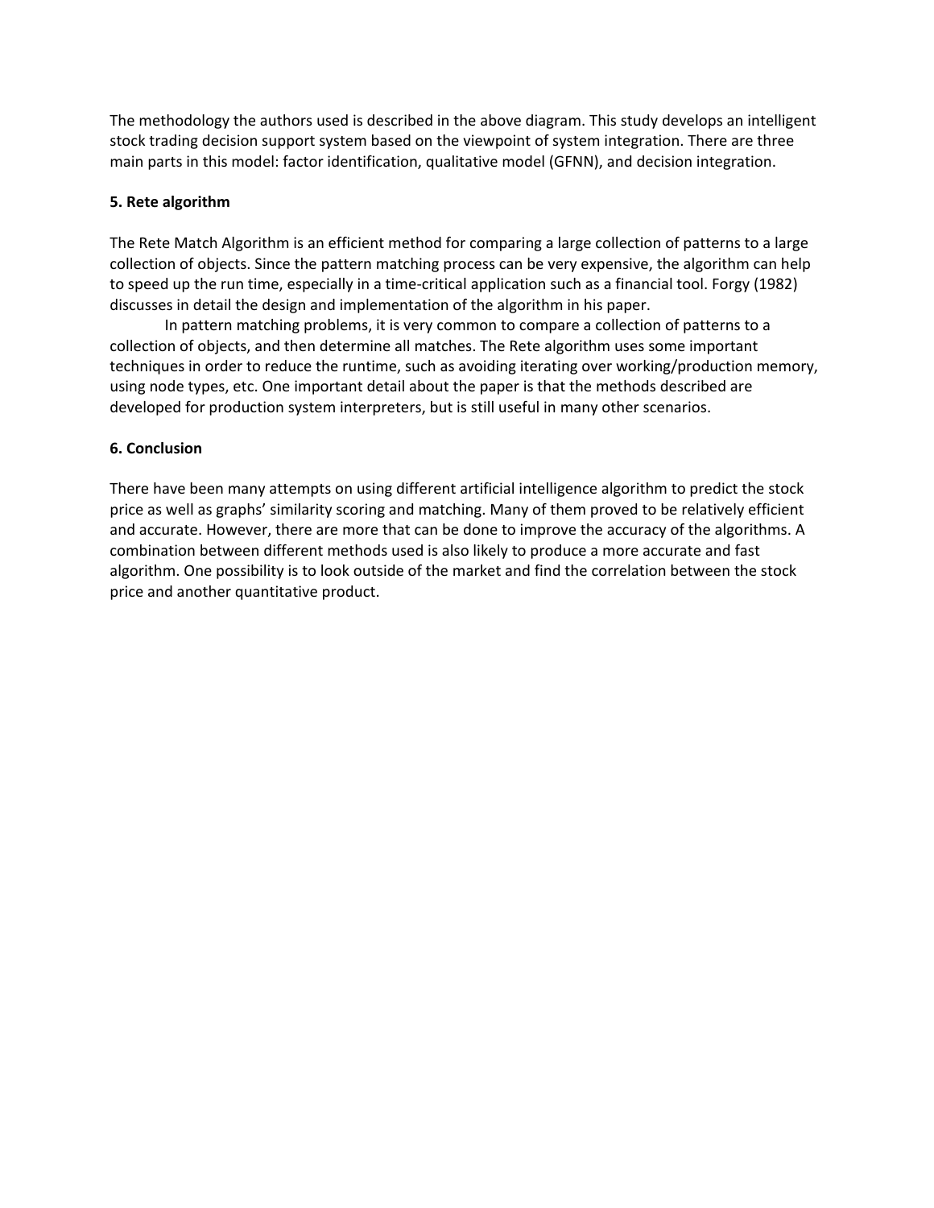The methodology the authors used is described in the above diagram. This study develops an intelligent stock trading decision support system based on the viewpoint of system integration. There are three main parts in this model: factor identification, qualitative model (GFNN), and decision integration.

## 5. Rete algorithm

The Rete Match Algorithm is an efficient method for comparing a large collection of patterns to a large collection of objects. Since the pattern matching process can be very expensive, the algorithm can help to speed up the run time, especially in a time-critical application such as a financial tool. Forgy (1982) discusses in detail the design and implementation of the algorithm in his paper.

In pattern matching problems, it is very common to compare a collection of patterns to a collection of objects, and then determine all matches. The Rete algorithm uses some important techniques in order to reduce the runtime, such as avoiding iterating over working/production memory, using node types, etc. One important detail about the paper is that the methods described are developed for production system interpreters, but is still useful in many other scenarios.

## 6. Conclusion

There have been many attempts on using different artificial intelligence algorithm to predict the stock price as well as graphs' similarity scoring and matching. Many of them proved to be relatively efficient and accurate. However, there are more that can be done to improve the accuracy of the algorithms. A combination between different methods used is also likely to produce a more accurate and fast algorithm. One possibility is to look outside of the market and find the correlation between the stock price and another quantitative product.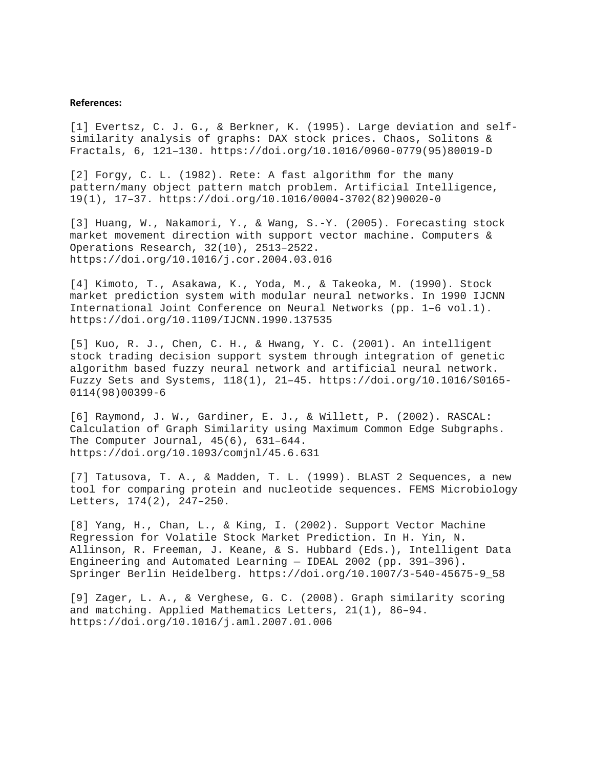**References:**

[1] Evertsz, C. J. G., & Berkner, K. (1995). Large deviation and self-similarity analysis of graphs: DAX stock prices. Chaos, Solitons & Fractals, 6, 121–130. https://doi.org/10.1016/0960-0779(95)80019-D

[2] Forgy, C. L. (1982). Rete: A fast algorithm for the many pattern/many object pattern match problem. Artificial Intelligence, 19(1), 17–37. https://doi.org/10.1016/0004-3702(82)90020-0

[3] Huang, W., Nakamori, Y., & Wang, S.-Y. (2005). Forecasting stock market movement direction with support vector machine. Computers & Operations Research, 32(10), 2513–2522. https://doi.org/10.1016/j.cor.2004.03.016

[4] Kimoto, T., Asakawa, K., Yoda, M., & Takeoka, M. (1990). Stock market prediction system with modular neural networks. In 1990 IJCNN International Joint Conference on Neural Networks (pp. 1–6 vol.1). https://doi.org/10.1109/IJCNN.1990.137535

[5] Kuo, R. J., Chen, C. H., & Hwang, Y. C. (2001). An intelligent stock trading decision support system through integration of genetic algorithm based fuzzy neural network and artificial neural network. Fuzzy Sets and Systems, 118(1), 21–45. https://doi.org/10.1016/S0165-0114(98)00399-6

[6] Raymond, J. W., Gardiner, E. J., & Willett, P. (2002). RASCAL: Calculation of Graph Similarity using Maximum Common Edge Subgraphs. The Computer Journal, 45(6), 631–644. https://doi.org/10.1093/comjnl/45.6.631

[7] Tatusova, T. A., & Madden, T. L. (1999). BLAST 2 Sequences, a new tool for comparing protein and nucleotide sequences. FEMS Microbiology Letters, 174(2), 247–250.

[8] Yang, H., Chan, L., & King, I. (2002). Support Vector Machine Regression for Volatile Stock Market Prediction. In H. Yin, N. Allinson, R. Freeman, J. Keane, & S. Hubbard (Eds.), Intelligent Data Engineering and Automated Learning — IDEAL 2002 (pp. 391–396). Springer Berlin Heidelberg. https://doi.org/10.1007/3-540-45675-9_58

[9] Zager, L. A., & Verghese, G. C. (2008). Graph similarity scoring and matching. Applied Mathematics Letters, 21(1), 86–94. https://doi.org/10.1016/j.aml.2007.01.006